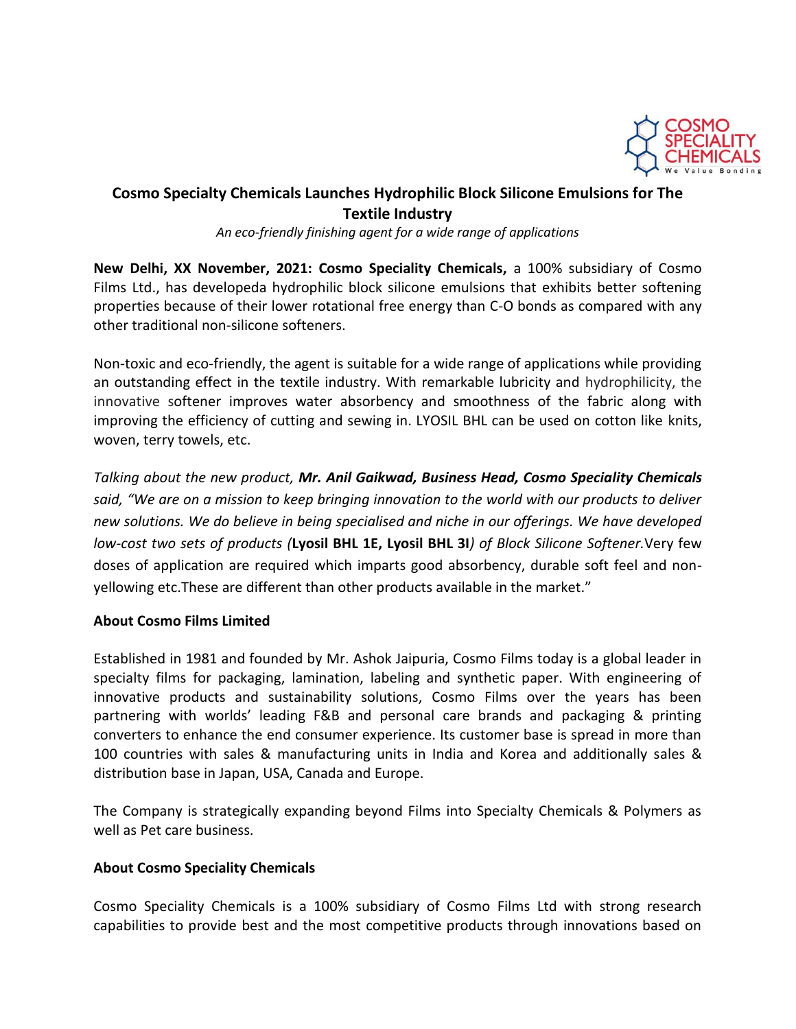# Cosmo Specialty Chemicals Launches Hydrophilic Block Silicone Emulsions for The Textile Industry

*An eco-friendly finishing agent for a wide range of applications*

**New Delhi, XX November, 2021: Cosmo Speciality Chemicals,** a 100% subsidiary of Cosmo Films Ltd., has developeda hydrophilic block silicone emulsions that exhibits better softening properties because of their lower rotational free energy than C-O bonds as compared with any other traditional non-silicone softeners.

Non-toxic and eco-friendly, the agent is suitable for a wide range of applications while providing an outstanding effect in the textile industry. With remarkable lubricity and hydrophilicity, the innovative softener improves water absorbency and smoothness of the fabric along with improving the efficiency of cutting and sewing in. LYOSIL BHL can be used on cotton like knits, woven, terry towels, etc.

*Talking about the new product,* ***Mr. Anil Gaikwad, Business Head, Cosmo Speciality Chemicals*** *said, "We are on a mission to keep bringing innovation to the world with our products to deliver new solutions. We do believe in being specialised and niche in our offerings. We have developed low-cost two sets of products (***Lyosil BHL 1E, Lyosil BHL 3I***) of Block Silicone Softener.*Very few doses of application are required which imparts good absorbency, durable soft feel and non-yellowing etc.These are different than other products available in the market."

**About Cosmo Films Limited**

Established in 1981 and founded by Mr. Ashok Jaipuria, Cosmo Films today is a global leader in specialty films for packaging, lamination, labeling and synthetic paper. With engineering of innovative products and sustainability solutions, Cosmo Films over the years has been partnering with worlds' leading F&B and personal care brands and packaging & printing converters to enhance the end consumer experience. Its customer base is spread in more than 100 countries with sales & manufacturing units in India and Korea and additionally sales & distribution base in Japan, USA, Canada and Europe.

The Company is strategically expanding beyond Films into Specialty Chemicals & Polymers as well as Pet care business.

**About Cosmo Speciality Chemicals**

Cosmo Speciality Chemicals is a 100% subsidiary of Cosmo Films Ltd with strong research capabilities to provide best and the most competitive products through innovations based on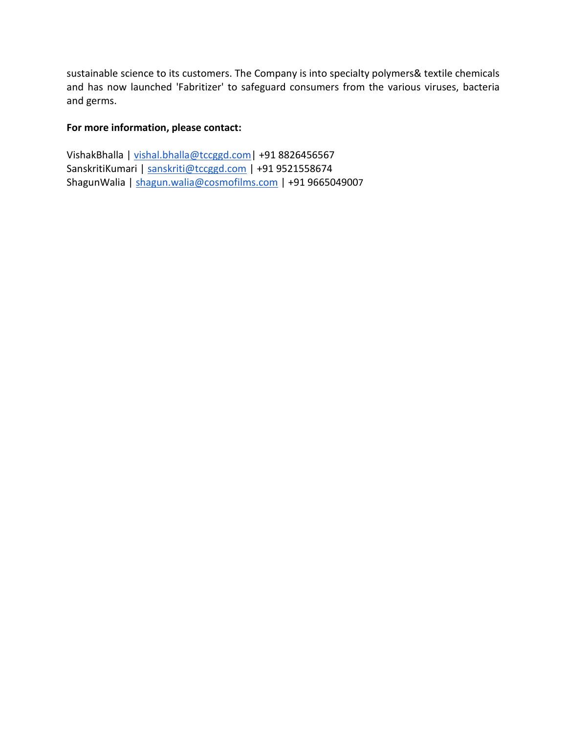sustainable science to its customers. The Company is into specialty polymers& textile chemicals and has now launched 'Fabritizer' to safeguard consumers from the various viruses, bacteria and germs.

**For more information, please contact:**

VishakBhalla | vishal.bhalla@tccggd.com| +91 8826456567
SanskritiKumari | sanskriti@tccggd.com | +91 9521558674
ShagunWalia | shagun.walia@cosmofilms.com | +91 9665049007